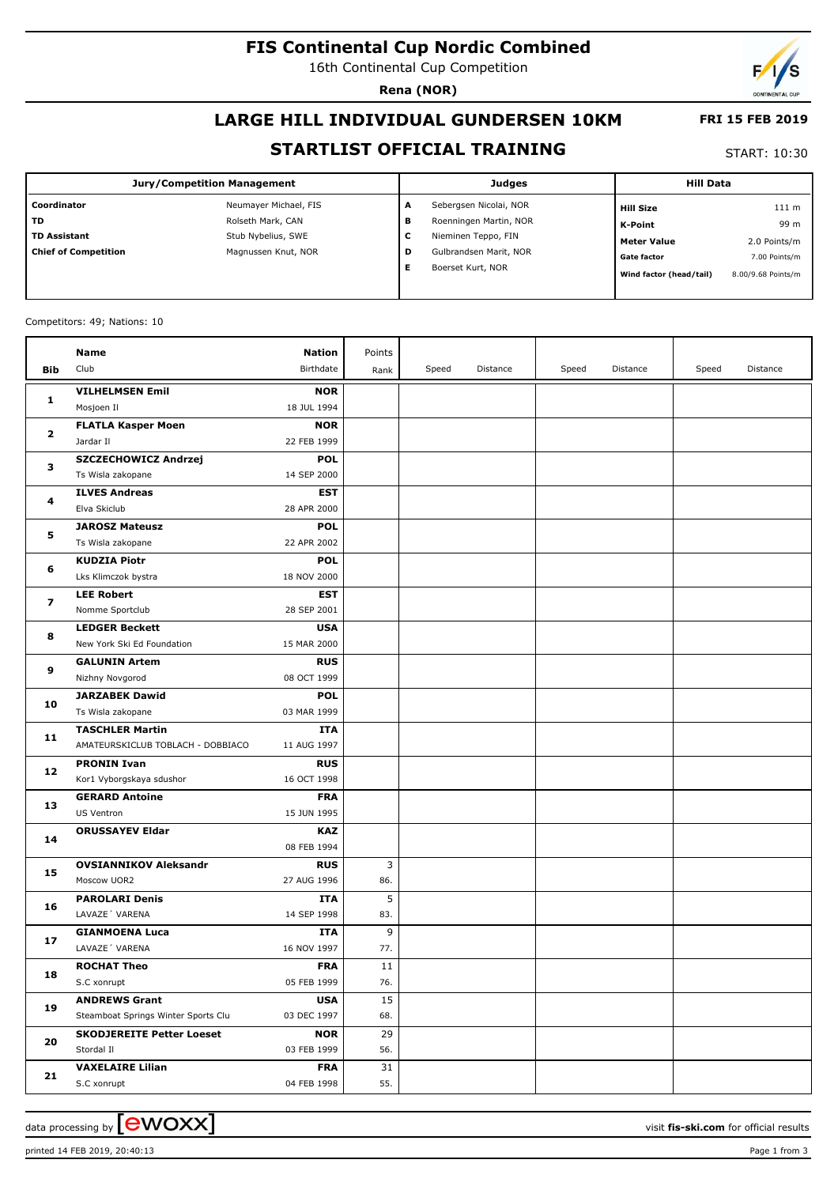# FIS Continental Cup Nordic Combined

16th Continental Cup Competition

**Rena (NOR)**

## LARGE HILL INDIVIDUAL GUNDERSEN 10KM

**FRI 15 FEB 2019**

## STARTLIST OFFICIAL TRAINING

START: 10:30

| Jury/Competition Management | | Judges | | Hill Data | |
|---|---|---|---|---|---|
| Coordinator | Neumayer Michael, FIS | A | Sebergsen Nicolai, NOR | Hill Size | 111 m |
| TD | Rolseth Mark, CAN | B | Roenningen Martin, NOR | K-Point | 99 m |
| TD Assistant | Stub Nybelius, SWE | C | Nieminen Teppo, FIN | Meter Value | 2.0 Points/m |
| Chief of Competition | Magnussen Knut, NOR | D | Gulbrandsen Marit, NOR | Gate factor | 7.00 Points/m |
| | | E | Boerset Kurt, NOR | Wind factor (head/tail) | 8.00/9.68 Points/m |

Competitors: 49; Nations: 10

| Bib | Name / Club | Nation / Birthdate | Points / Rank | Speed | Distance | Speed | Distance | Speed | Distance |
|---|---|---|---|---|---|---|---|---|---|
| 1 | **VILHELMSEN Emil**<br>Mosjoen Il | **NOR**<br>18 JUL 1994 | | | | | | | |
| 2 | **FLATLA Kasper Moen**<br>Jardar Il | **NOR**<br>22 FEB 1999 | | | | | | | |
| 3 | **SZCZECHOWICZ Andrzej**<br>Ts Wisla zakopane | **POL**<br>14 SEP 2000 | | | | | | | |
| 4 | **ILVES Andreas**<br>Elva Skiclub | **EST**<br>28 APR 2000 | | | | | | | |
| 5 | **JAROSZ Mateusz**<br>Ts Wisla zakopane | **POL**<br>22 APR 2002 | | | | | | | |
| 6 | **KUDZIA Piotr**<br>Lks Klimczok bystra | **POL**<br>18 NOV 2000 | | | | | | | |
| 7 | **LEE Robert**<br>Nomme Sportclub | **EST**<br>28 SEP 2001 | | | | | | | |
| 8 | **LEDGER Beckett**<br>New York Ski Ed Foundation | **USA**<br>15 MAR 2000 | | | | | | | |
| 9 | **GALUNIN Artem**<br>Nizhny Novgorod | **RUS**<br>08 OCT 1999 | | | | | | | |
| 10 | **JARZABEK Dawid**<br>Ts Wisla zakopane | **POL**<br>03 MAR 1999 | | | | | | | |
| 11 | **TASCHLER Martin**<br>AMATEURSKICLUB TOBLACH - DOBBIACO | **ITA**<br>11 AUG 1997 | | | | | | | |
| 12 | **PRONIN Ivan**<br>Kor1 Vyborgskaya sdushor | **RUS**<br>16 OCT 1998 | | | | | | | |
| 13 | **GERARD Antoine**<br>US Ventron | **FRA**<br>15 JUN 1995 | | | | | | | |
| 14 | **ORUSSAYEV Eldar** | **KAZ**<br>08 FEB 1994 | | | | | | | |
| 15 | **OVSIANNIKOV Aleksandr**<br>Moscow UOR2 | **RUS**<br>27 AUG 1996 | 3<br>86. | | | | | | |
| 16 | **PAROLARI Denis**<br>LAVAZE´ VARENA | **ITA**<br>14 SEP 1998 | 5<br>83. | | | | | | |
| 17 | **GIANMOENA Luca**<br>LAVAZE´ VARENA | **ITA**<br>16 NOV 1997 | 9<br>77. | | | | | | |
| 18 | **ROCHAT Theo**<br>S.C xonrupt | **FRA**<br>05 FEB 1999 | 11<br>76. | | | | | | |
| 19 | **ANDREWS Grant**<br>Steamboat Springs Winter Sports Clu | **USA**<br>03 DEC 1997 | 15<br>68. | | | | | | |
| 20 | **SKODJEREITE Petter Loeset**<br>Stordal Il | **NOR**<br>03 FEB 1999 | 29<br>56. | | | | | | |
| 21 | **VAXELAIRE Lilian**<br>S.C xonrupt | **FRA**<br>04 FEB 1998 | 31<br>55. | | | | | | |

data processing by ewoxx — visit **fis-ski.com** for official results

printed 14 FEB 2019, 20:40:13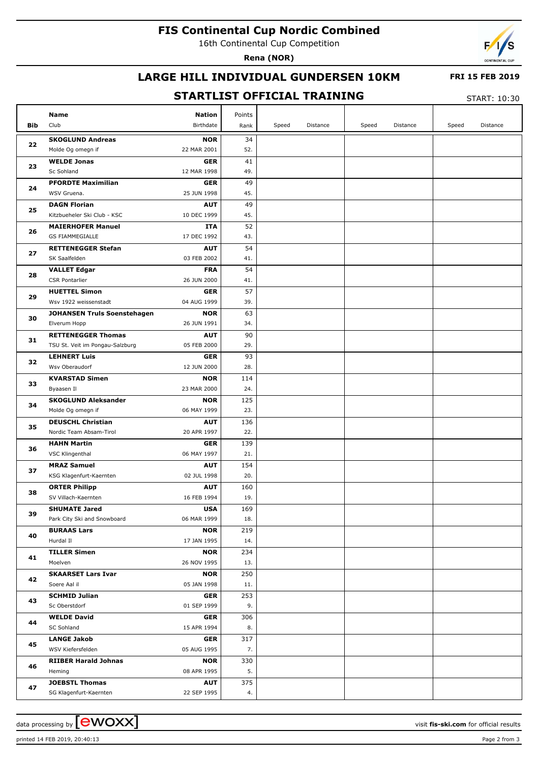# FIS Continental Cup Nordic Combined

16th Continental Cup Competition

**Rena (NOR)**

## LARGE HILL INDIVIDUAL GUNDERSEN 10KM

**FRI 15 FEB 2019**

## STARTLIST OFFICIAL TRAINING

START: 10:30

| Bib | Name / Club | Nation / Birthdate | Points / Rank | Speed | Distance | Speed | Distance | Speed | Distance |
|---|---|---|---|---|---|---|---|---|---|
| 22 | **SKOGLUND Andreas** Molde Og omegn if | **NOR** 22 MAR 2001 | 34 52. | | | | | | |
| 23 | **WELDE Jonas** Sc Sohland | **GER** 12 MAR 1998 | 41 49. | | | | | | |
| 24 | **PFORDTE Maximilian** WSV Gruena. | **GER** 25 JUN 1998 | 49 45. | | | | | | |
| 25 | **DAGN Florian** Kitzbueheler Ski Club - KSC | **AUT** 10 DEC 1999 | 49 45. | | | | | | |
| 26 | **MAIERHOFER Manuel** GS FIAMMEGIALLE | **ITA** 17 DEC 1992 | 52 43. | | | | | | |
| 27 | **RETTENEGGER Stefan** SK Saalfelden | **AUT** 03 FEB 2002 | 54 41. | | | | | | |
| 28 | **VALLET Edgar** CSR Pontarlier | **FRA** 26 JUN 2000 | 54 41. | | | | | | |
| 29 | **HUETTEL Simon** Wsv 1922 weissenstadt | **GER** 04 AUG 1999 | 57 39. | | | | | | |
| 30 | **JOHANSEN Truls Soenstehagen** Elverum Hopp | **NOR** 26 JUN 1991 | 63 34. | | | | | | |
| 31 | **RETTENEGGER Thomas** TSU St. Veit im Pongau-Salzburg | **AUT** 05 FEB 2000 | 90 29. | | | | | | |
| 32 | **LEHNERT Luis** Wsv Oberaudorf | **GER** 12 JUN 2000 | 93 28. | | | | | | |
| 33 | **KVARSTAD Simen** Byaasen Il | **NOR** 23 MAR 2000 | 114 24. | | | | | | |
| 34 | **SKOGLUND Aleksander** Molde Og omegn if | **NOR** 06 MAY 1999 | 125 23. | | | | | | |
| 35 | **DEUSCHL Christian** Nordic Team Absam-Tirol | **AUT** 20 APR 1997 | 136 22. | | | | | | |
| 36 | **HAHN Martin** VSC Klingenthal | **GER** 06 MAY 1997 | 139 21. | | | | | | |
| 37 | **MRAZ Samuel** KSG Klagenfurt-Kaernten | **AUT** 02 JUL 1998 | 154 20. | | | | | | |
| 38 | **ORTER Philipp** SV Villach-Kaernten | **AUT** 16 FEB 1994 | 160 19. | | | | | | |
| 39 | **SHUMATE Jared** Park City Ski and Snowboard | **USA** 06 MAR 1999 | 169 18. | | | | | | |
| 40 | **BURAAS Lars** Hurdal Il | **NOR** 17 JAN 1995 | 219 14. | | | | | | |
| 41 | **TILLER Simen** Moelven | **NOR** 26 NOV 1995 | 234 13. | | | | | | |
| 42 | **SKAARSET Lars Ivar** Soere Aal il | **NOR** 05 JAN 1998 | 250 11. | | | | | | |
| 43 | **SCHMID Julian** Sc Oberstdorf | **GER** 01 SEP 1999 | 253 9. | | | | | | |
| 44 | **WELDE David** SC Sohland | **GER** 15 APR 1994 | 306 8. | | | | | | |
| 45 | **LANGE Jakob** WSV Kiefersfelden | **GER** 05 AUG 1995 | 317 7. | | | | | | |
| 46 | **RIIBER Harald Johnas** Heming | **NOR** 08 APR 1995 | 330 5. | | | | | | |
| 47 | **JOEBSTL Thomas** SG Klagenfurt-Kaernten | **AUT** 22 SEP 1995 | 375 4. | | | | | | |

data processing by ewoxx — visit **fis-ski.com** for official results

printed 14 FEB 2019, 20:40:13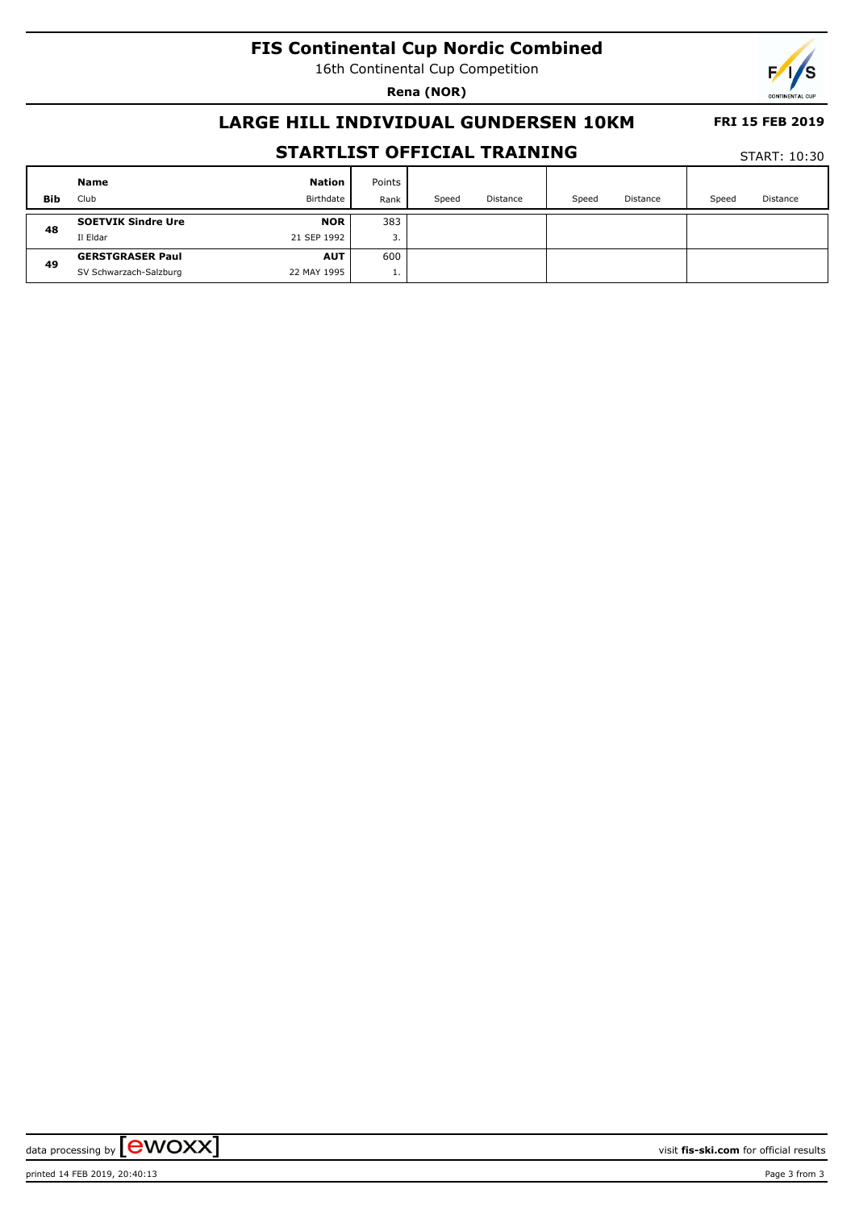# FIS Continental Cup Nordic Combined

16th Continental Cup Competition

**Rena (NOR)**

## LARGE HILL INDIVIDUAL GUNDERSEN 10KM

**FRI 15 FEB 2019**

## STARTLIST OFFICIAL TRAINING

START: 10:30

| Bib | Name / Club | Nation / Birthdate | Points / Rank | Speed | Distance | Speed | Distance | Speed | Distance |
|---|---|---|---|---|---|---|---|---|---|
| 48 | **SOETVIK Sindre Ure** / Il Eldar | **NOR** / 21 SEP 1992 | 383 / 3. | | | | | | |
| 49 | **GERSTGRASER Paul** / SV Schwarzach-Salzburg | **AUT** / 22 MAY 1995 | 600 / 1. | | | | | | |

data processing by [ewoxx]

visit **fis-ski.com** for official results

printed 14 FEB 2019, 20:40:13